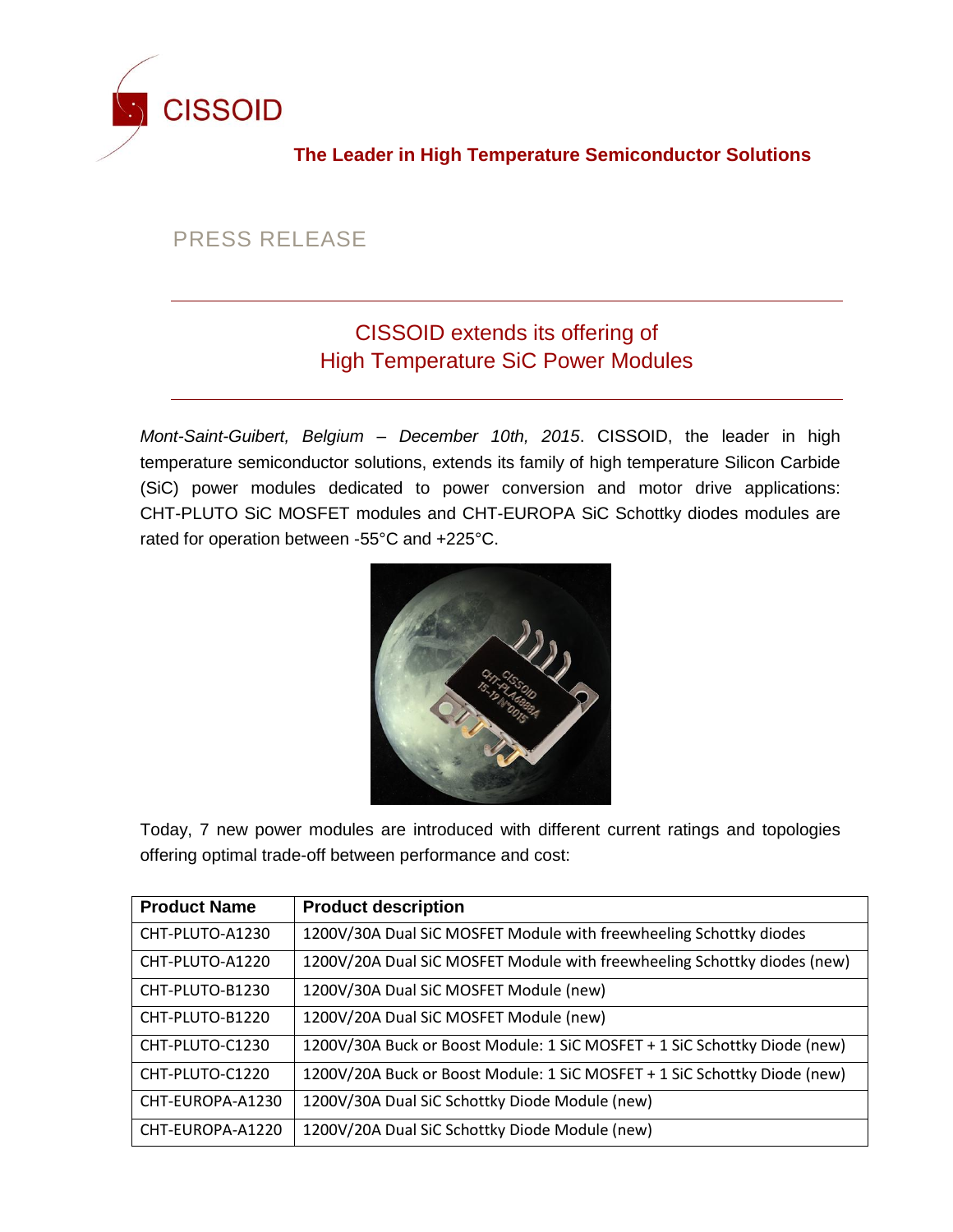CISSOID

**The Leader in High Temperature Semiconductor Solutions**

PRESS RELEASE

# CISSOID extends its offering of High Temperature SiC Power Modules

*Mont-Saint-Guibert, Belgium – December 10th, 2015*. CISSOID, the leader in high temperature semiconductor solutions, extends its family of high temperature Silicon Carbide (SiC) power modules dedicated to power conversion and motor drive applications: CHT-PLUTO SiC MOSFET modules and CHT-EUROPA SiC Schottky diodes modules are rated for operation between -55°C and +225°C.

Today, 7 new power modules are introduced with different current ratings and topologies offering optimal trade-off between performance and cost:

| Product Name | Product description |
|---|---|
| CHT-PLUTO-A1230 | 1200V/30A Dual SiC MOSFET Module with freewheeling Schottky diodes |
| CHT-PLUTO-A1220 | 1200V/20A Dual SiC MOSFET Module with freewheeling Schottky diodes (new) |
| CHT-PLUTO-B1230 | 1200V/30A Dual SiC MOSFET Module (new) |
| CHT-PLUTO-B1220 | 1200V/20A Dual SiC MOSFET Module (new) |
| CHT-PLUTO-C1230 | 1200V/30A Buck or Boost Module: 1 SiC MOSFET + 1 SiC Schottky Diode (new) |
| CHT-PLUTO-C1220 | 1200V/20A Buck or Boost Module: 1 SiC MOSFET + 1 SiC Schottky Diode (new) |
| CHT-EUROPA-A1230 | 1200V/30A Dual SiC Schottky Diode Module (new) |
| CHT-EUROPA-A1220 | 1200V/20A Dual SiC Schottky Diode Module (new) |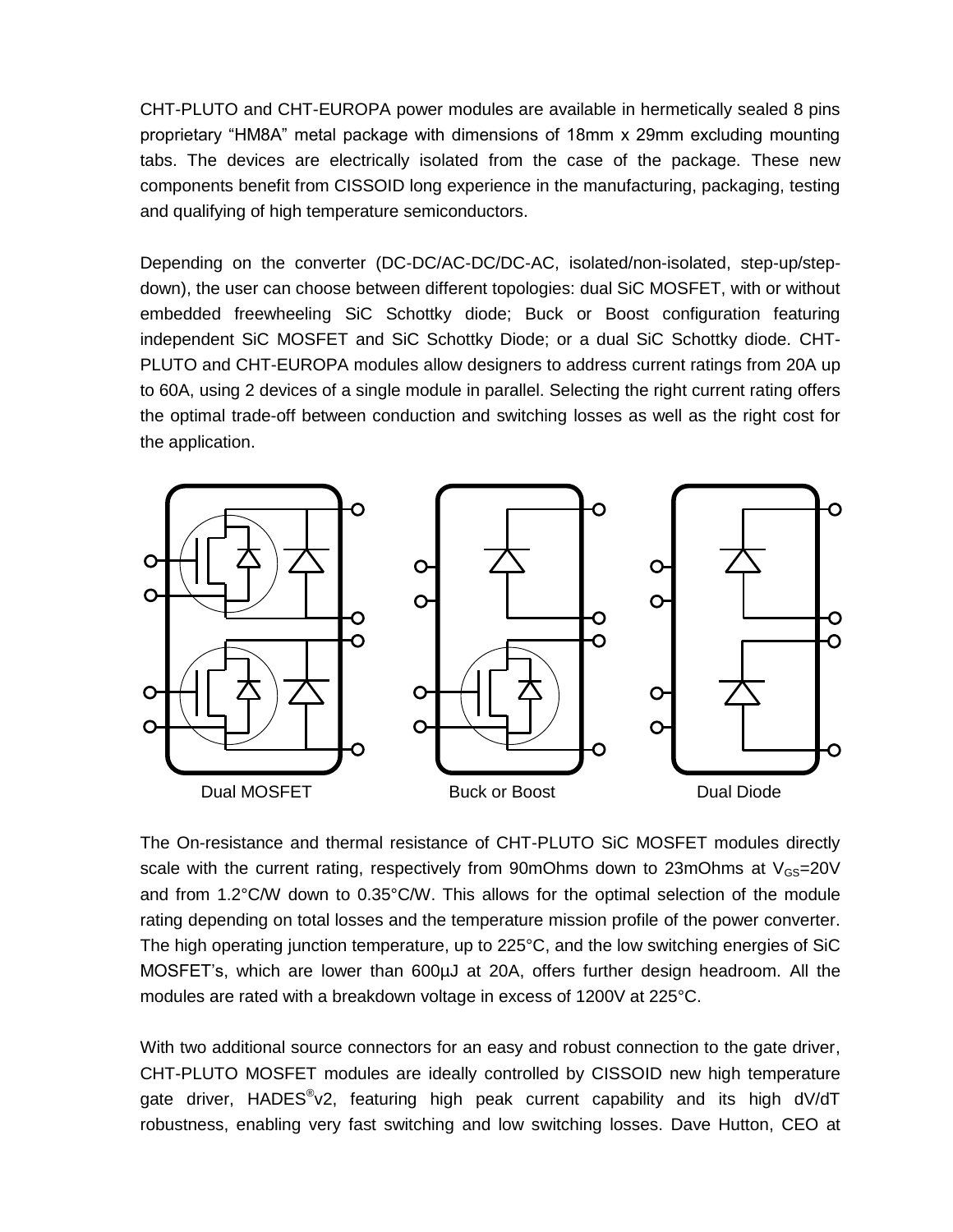CHT-PLUTO and CHT-EUROPA power modules are available in hermetically sealed 8 pins proprietary "HM8A" metal package with dimensions of 18mm x 29mm excluding mounting tabs. The devices are electrically isolated from the case of the package. These new components benefit from CISSOID long experience in the manufacturing, packaging, testing and qualifying of high temperature semiconductors.

Depending on the converter (DC-DC/AC-DC/DC-AC, isolated/non-isolated, step-up/step-down), the user can choose between different topologies: dual SiC MOSFET, with or without embedded freewheeling SiC Schottky diode; Buck or Boost configuration featuring independent SiC MOSFET and SiC Schottky Diode; or a dual SiC Schottky diode. CHT-PLUTO and CHT-EUROPA modules allow designers to address current ratings from 20A up to 60A, using 2 devices of a single module in parallel. Selecting the right current rating offers the optimal trade-off between conduction and switching losses as well as the right cost for the application.

Dual MOSFET

Buck or Boost

Dual Diode

The On-resistance and thermal resistance of CHT-PLUTO SiC MOSFET modules directly scale with the current rating, respectively from 90mOhms down to 23mOhms at $V_{GS}$=20V and from 1.2°C/W down to 0.35°C/W. This allows for the optimal selection of the module rating depending on total losses and the temperature mission profile of the power converter. The high operating junction temperature, up to 225°C, and the low switching energies of SiC MOSFET's, which are lower than 600µJ at 20A, offers further design headroom. All the modules are rated with a breakdown voltage in excess of 1200V at 225°C.

With two additional source connectors for an easy and robust connection to the gate driver, CHT-PLUTO MOSFET modules are ideally controlled by CISSOID new high temperature gate driver, HADES®v2, featuring high peak current capability and its high dV/dT robustness, enabling very fast switching and low switching losses. Dave Hutton, CEO at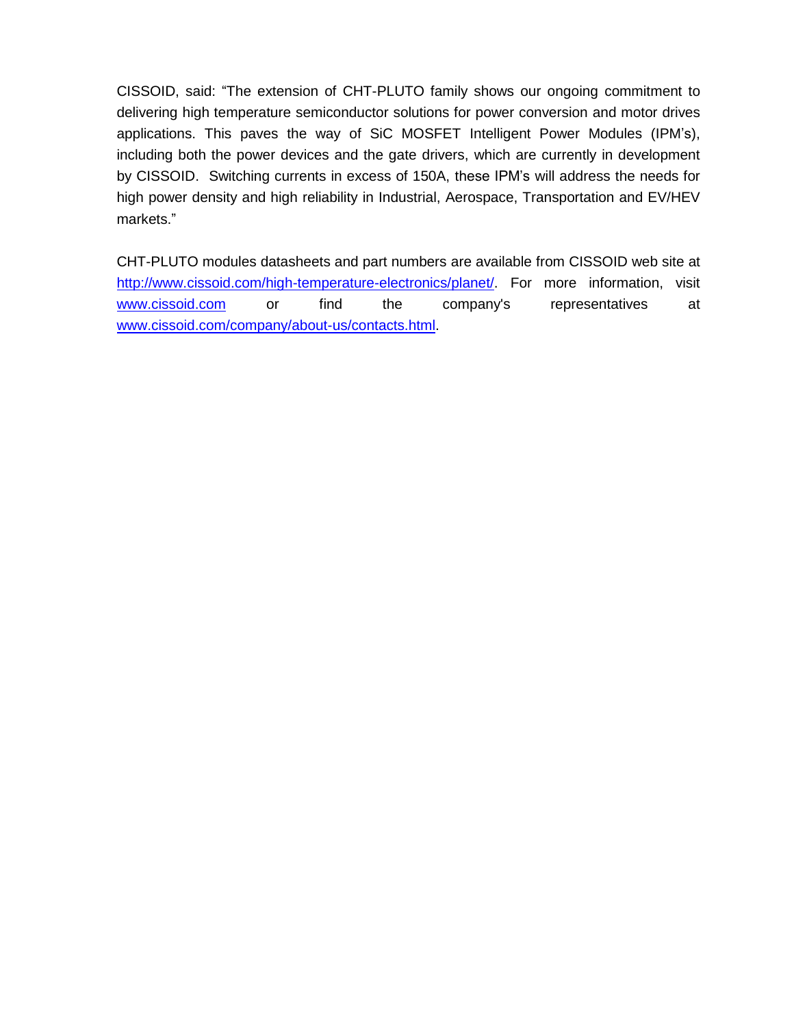CISSOID, said: “The extension of CHT-PLUTO family shows our ongoing commitment to delivering high temperature semiconductor solutions for power conversion and motor drives applications. This paves the way of SiC MOSFET Intelligent Power Modules (IPM’s), including both the power devices and the gate drivers, which are currently in development by CISSOID. Switching currents in excess of 150A, these IPM’s will address the needs for high power density and high reliability in Industrial, Aerospace, Transportation and EV/HEV markets.”

CHT-PLUTO modules datasheets and part numbers are available from CISSOID web site at [http://www.cissoid.com/high-temperature-electronics/planet/](http://www.cissoid.com/high-temperature-electronics/planet/). For more information, visit [www.cissoid.com](http://www.cissoid.com) or find the company's representatives at [www.cissoid.com/company/about-us/contacts.html](http://www.cissoid.com/company/about-us/contacts.html).